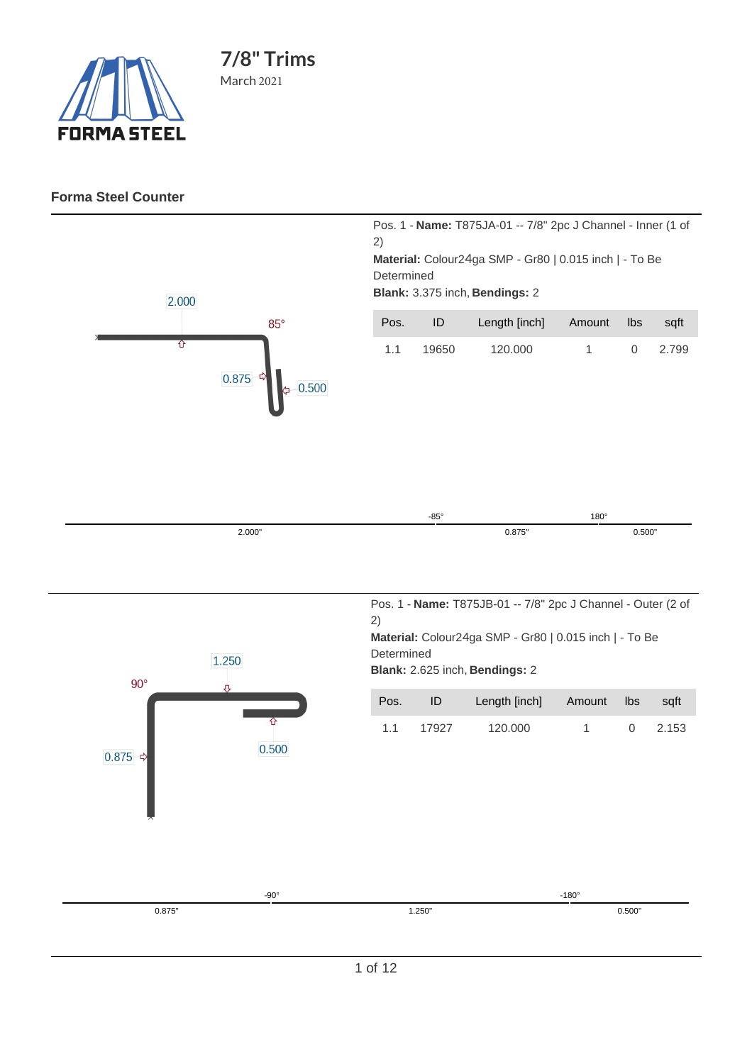# 7/8" Trims

March 2021

### Forma Steel Counter

Pos. 1 - **Name:** T875JA-01 -- 7/8" 2pc J Channel - Inner (1 of 2)

**Material:** Colour24ga SMP - Gr80 | 0.015 inch | - To Be Determined

**Blank:** 3.375 inch, **Bendings:** 2

| Pos. | ID | Length [inch] | Amount | lbs | sqft |
|---|---|---|---|---|---|
| 1.1 | 19650 | 120.000 | 1 | 0 | 2.799 |

2.000 | 85° | 0.875 | 0.500

-85° | 180°

2.000" | 0.875" | 0.500"

Pos. 1 - **Name:** T875JB-01 -- 7/8" 2pc J Channel - Outer (2 of 2)

**Material:** Colour24ga SMP - Gr80 | 0.015 inch | - To Be Determined

**Blank:** 2.625 inch, **Bendings:** 2

| Pos. | ID | Length [inch] | Amount | lbs | sqft |
|---|---|---|---|---|---|
| 1.1 | 17927 | 120.000 | 1 | 0 | 2.153 |

1.250 | 90° | 0.875 | 0.500

-90° | -180°

0.875" | 1.250" | 0.500"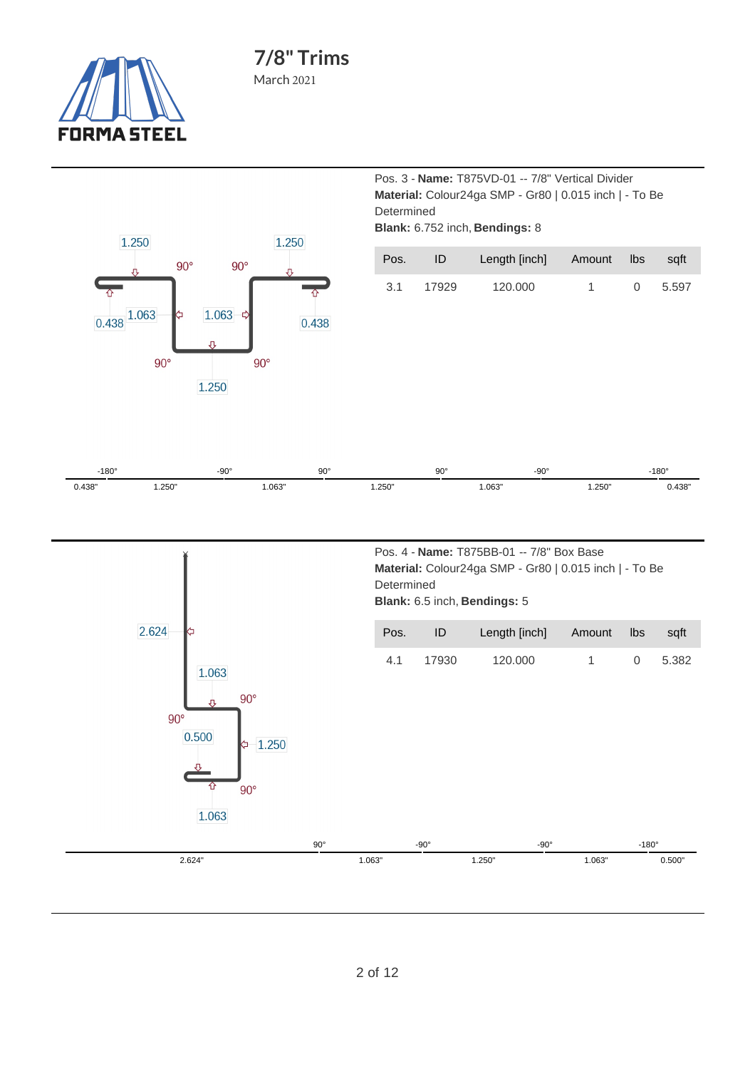Pos. 3 - **Name:** T875VD-01 -- 7/8" Vertical Divider
**Material:** Colour24ga SMP - Gr80 | 0.015 inch | - To Be Determined
**Blank:** 6.752 inch, **Bendings:** 8

| Pos. | ID | Length [inch] | Amount | lbs | sqft |
|---|---|---|---|---|---|
| 3.1 | 17929 | 120.000 | 1 | 0 | 5.597 |

| -180° | | -90° | | 90° | | 90° | | -90° | | -180° | |
|---|---|---|---|---|---|---|---|---|---|---|---|
| 0.438" | 1.250" | | 1.063" | | 1.250" | | 1.063" | | 1.250" | | 0.438" |

Pos. 4 - **Name:** T875BB-01 -- 7/8" Box Base
**Material:** Colour24ga SMP - Gr80 | 0.015 inch | - To Be Determined
**Blank:** 6.5 inch, **Bendings:** 5

| Pos. | ID | Length [inch] | Amount | lbs | sqft |
|---|---|---|---|---|---|
| 4.1 | 17930 | 120.000 | 1 | 0 | 5.382 |

| | 90° | | -90° | | -90° | | -180° | |
|---|---|---|---|---|---|---|---|---|
| 2.624" | | 1.063" | | 1.250" | | 1.063" | | 0.500" |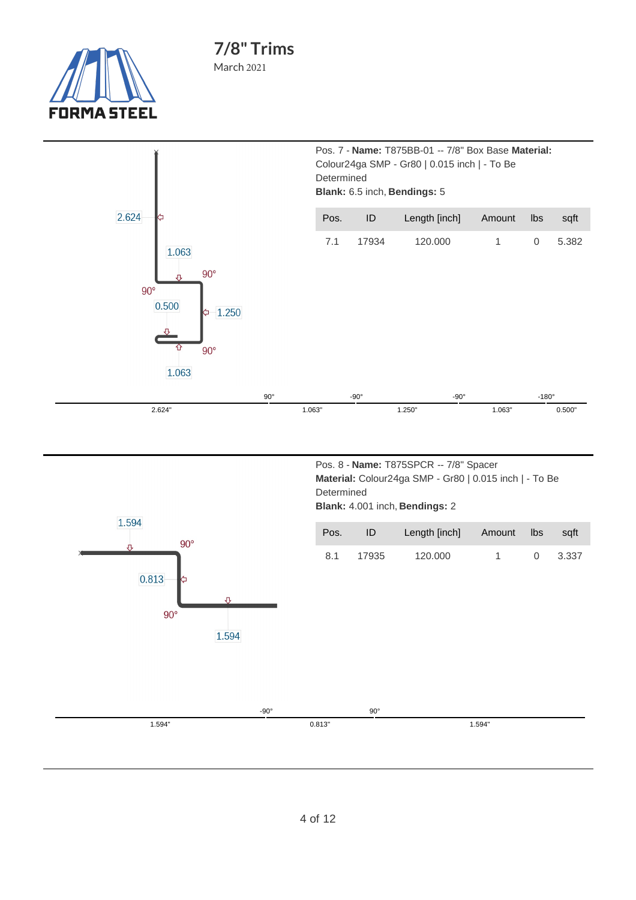# 7/8" Trims

March 2021

Pos. 7 - **Name:** T875BB-01 -- 7/8" Box Base **Material:** Colour24ga SMP - Gr80 | 0.015 inch | - To Be Determined

**Blank:** 6.5 inch, **Bendings:** 5

| Pos. | ID | Length [inch] | Amount | lbs | sqft |
|---|---|---|---|---|---|
| 7.1 | 17934 | 120.000 | 1 | 0 | 5.382 |

2.624 | 1.063 | 90° | 90° | 0.500 | 1.250 | 90° | 1.063

| 90° | -90° | -90° | -180° |
|---|---|---|---|

2.624" | 1.063" | 1.250" | 1.063" | 0.500"

Pos. 8 - **Name:** T875SPCR -- 7/8" Spacer

**Material:** Colour24ga SMP - Gr80 | 0.015 inch | - To Be Determined

**Blank:** 4.001 inch, **Bendings:** 2

| Pos. | ID | Length [inch] | Amount | lbs | sqft |
|---|---|---|---|---|---|
| 8.1 | 17935 | 120.000 | 1 | 0 | 3.337 |

1.594 | 90° | 0.813 | 90° | 1.594

-90° | 90°

1.594" | 0.813" | 1.594"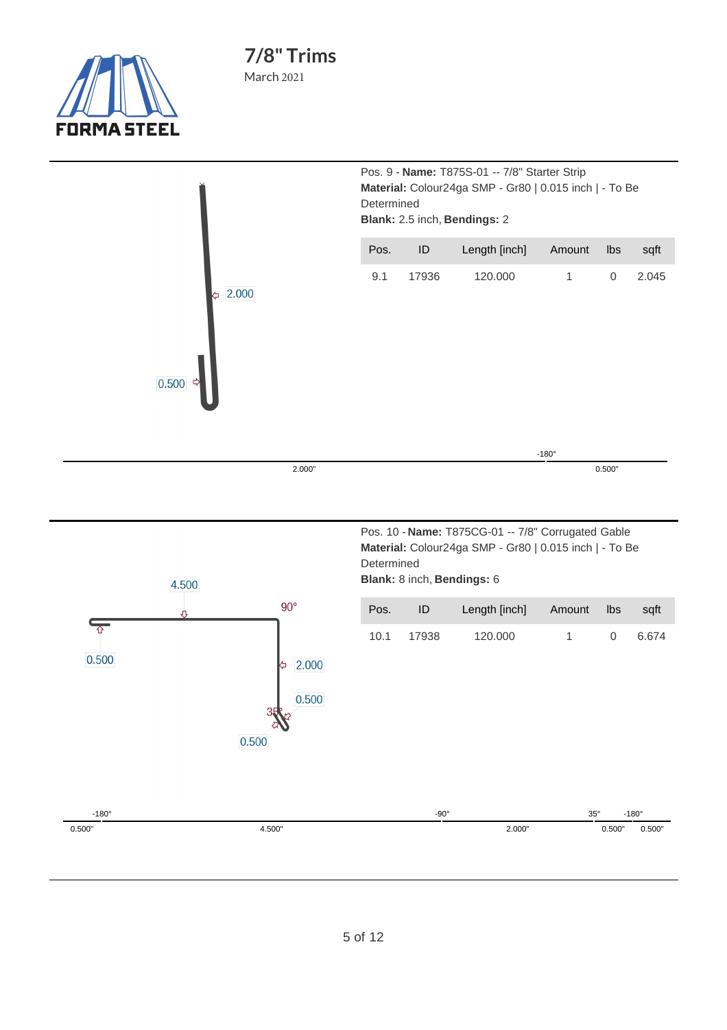# 7/8" Trims

March 2021

Pos. 9 - **Name:** T875S-01 -- 7/8" Starter Strip
**Material:** Colour24ga SMP - Gr80 | 0.015 inch | - To Be Determined
**Blank:** 2.5 inch, **Bendings:** 2

| Pos. | ID | Length [inch] | Amount | lbs | sqft |
|---|---|---|---|---|---|
| 9.1 | 17936 | 120.000 | 1 | 0 | 2.045 |

2.000
0.500

-180°
2.000" 0.500"

Pos. 10 - **Name:** T875CG-01 -- 7/8" Corrugated Gable
**Material:** Colour24ga SMP - Gr80 | 0.015 inch | - To Be Determined
**Blank:** 8 inch, **Bendings:** 6

| Pos. | ID | Length [inch] | Amount | lbs | sqft |
|---|---|---|---|---|---|
| 10.1 | 17938 | 120.000 | 1 | 0 | 6.674 |

4.500
90°
0.500
2.000
0.500
35°
0.500

-180° -90° 35° -180°
0.500" 4.500" 2.000" 0.500" 0.500"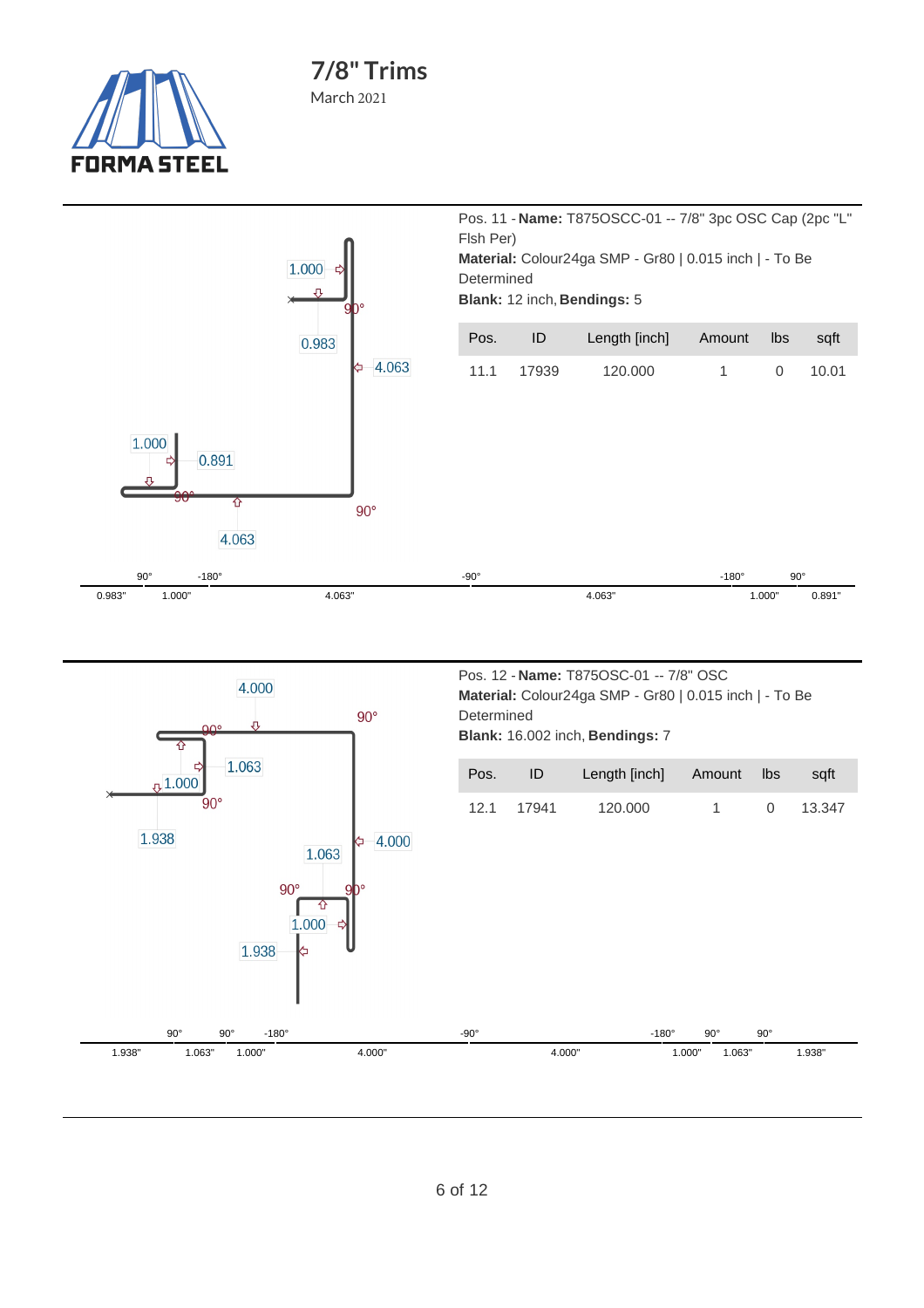# 7/8" Trims

March 2021

Pos. 11 - **Name:** T875OSCC-01 -- 7/8" 3pc OSC Cap (2pc "L" Flsh Per)
**Material:** Colour24ga SMP - Gr80 | 0.015 inch | - To Be Determined
**Blank:** 12 inch, **Bendings:** 5

| Pos. | ID | Length [inch] | Amount | lbs | sqft |
|---|---|---|---|---|---|
| 11.1 | 17939 | 120.000 | 1 | 0 | 10.01 |

| 90° | -180° | | -90° | | -180° | 90° |
|---|---|---|---|---|---|---|
| 0.983" | 1.000" | 4.063" | | 4.063" | 1.000" | 0.891" |

Pos. 12 - **Name:** T875OSC-01 -- 7/8" OSC
**Material:** Colour24ga SMP - Gr80 | 0.015 inch | - To Be Determined
**Blank:** 16.002 inch, **Bendings:** 7

| Pos. | ID | Length [inch] | Amount | lbs | sqft |
|---|---|---|---|---|---|
| 12.1 | 17941 | 120.000 | 1 | 0 | 13.347 |

| 90° | 90° | -180° | | -90° | | -180° | 90° | 90° |
|---|---|---|---|---|---|---|---|---|
| 1.938" | 1.063" | 1.000" | 4.000" | | 4.000" | 1.000" | 1.063" | 1.938" |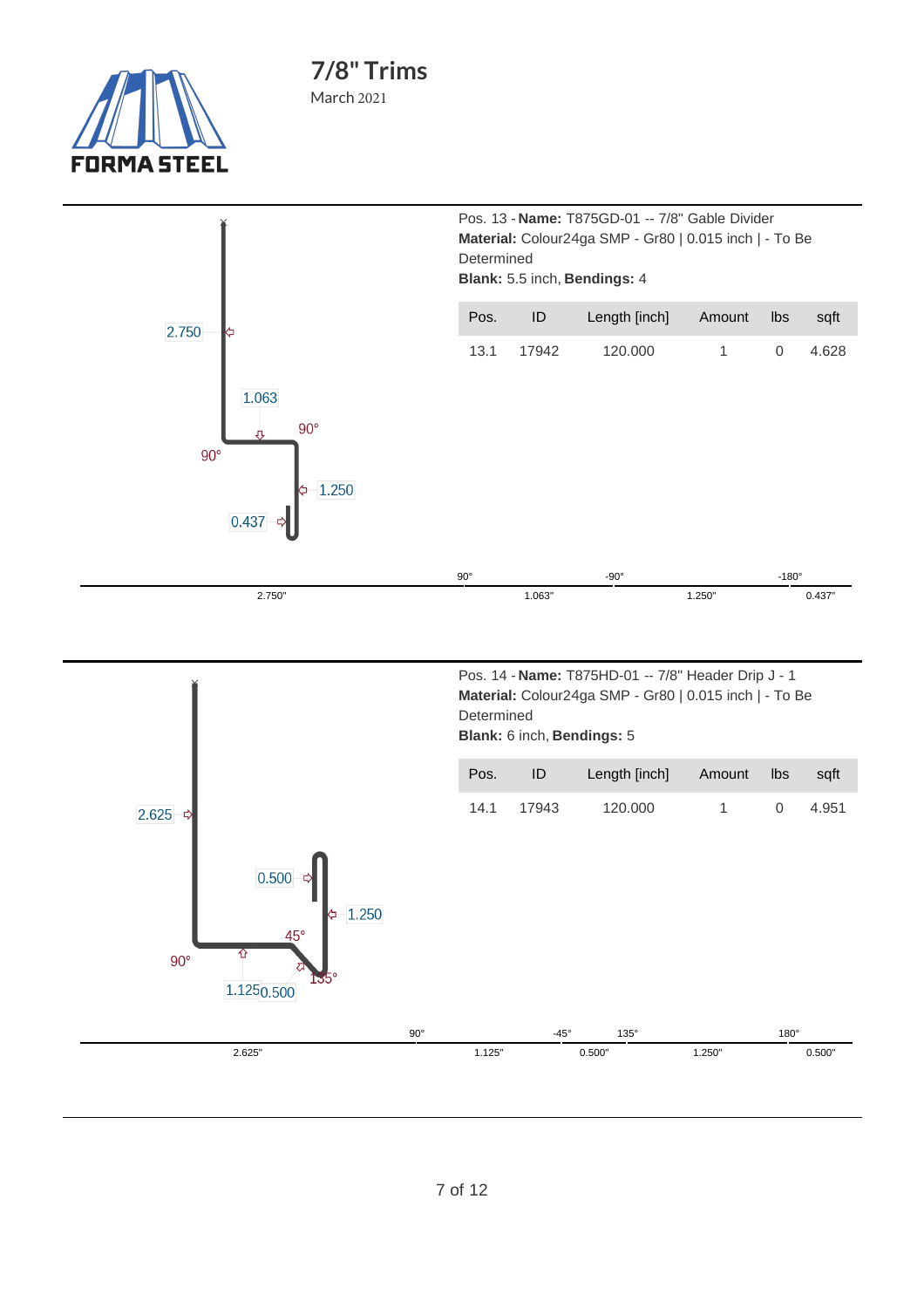# 7/8" Trims

March 2021

Pos. 13 - **Name:** T875GD-01 -- 7/8" Gable Divider
**Material:** Colour24ga SMP - Gr80 | 0.015 inch | - To Be Determined
**Blank:** 5.5 inch, **Bendings:** 4

| Pos. | ID | Length [inch] | Amount | lbs | sqft |
|---|---|---|---|---|---|
| 13.1 | 17942 | 120.000 | 1 | 0 | 4.628 |

| | 90° | | -90° | | -180° | |
|---|---|---|---|---|---|---|
| 2.750" | | 1.063" | | 1.250" | | 0.437" |

Pos. 14 - **Name:** T875HD-01 -- 7/8" Header Drip J - 1
**Material:** Colour24ga SMP - Gr80 | 0.015 inch | - To Be Determined
**Blank:** 6 inch, **Bendings:** 5

| Pos. | ID | Length [inch] | Amount | lbs | sqft |
|---|---|---|---|---|---|
| 14.1 | 17943 | 120.000 | 1 | 0 | 4.951 |

| | 90° | | -45° | | 135° | | 180° | |
|---|---|---|---|---|---|---|---|---|
| 2.625" | | 1.125" | | 0.500" | | 1.250" | | 0.500" |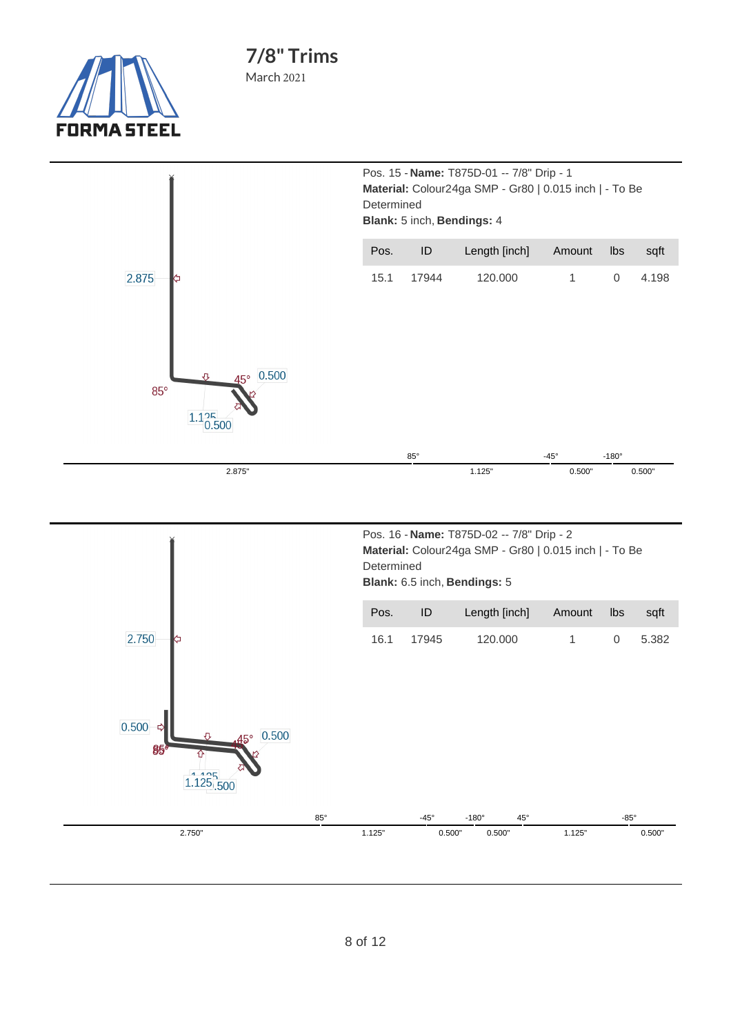# 7/8" Trims

March 2021

FORMA STEEL

2.875

85°

45° 0.500

1.125 0.500

Pos. 15 - **Name:** T875D-01 -- 7/8" Drip - 1
**Material:** Colour24ga SMP - Gr80 | 0.015 inch | - To Be Determined
**Blank:** 5 inch, **Bendings:** 4

| Pos. | ID | Length [inch] | Amount | lbs | sqft |
|---|---|---|---|---|---|
| 15.1 | 17944 | 120.000 | 1 | 0 | 4.198 |

| 85° | | -45° | -180° | |
|---|---|---|---|---|
| 2.875" | 1.125" | 0.500" | 0.500" | |

2.750

0.500

85°

45° 0.500

1.125 0.500

Pos. 16 - **Name:** T875D-02 -- 7/8" Drip - 2
**Material:** Colour24ga SMP - Gr80 | 0.015 inch | - To Be Determined
**Blank:** 6.5 inch, **Bendings:** 5

| Pos. | ID | Length [inch] | Amount | lbs | sqft |
|---|---|---|---|---|---|
| 16.1 | 17945 | 120.000 | 1 | 0 | 5.382 |

| 85° | -45° | -180° | 45° | -85° | |
|---|---|---|---|---|---|
| 2.750" | 1.125" | 0.500" | 0.500" | 1.125" | 0.500" |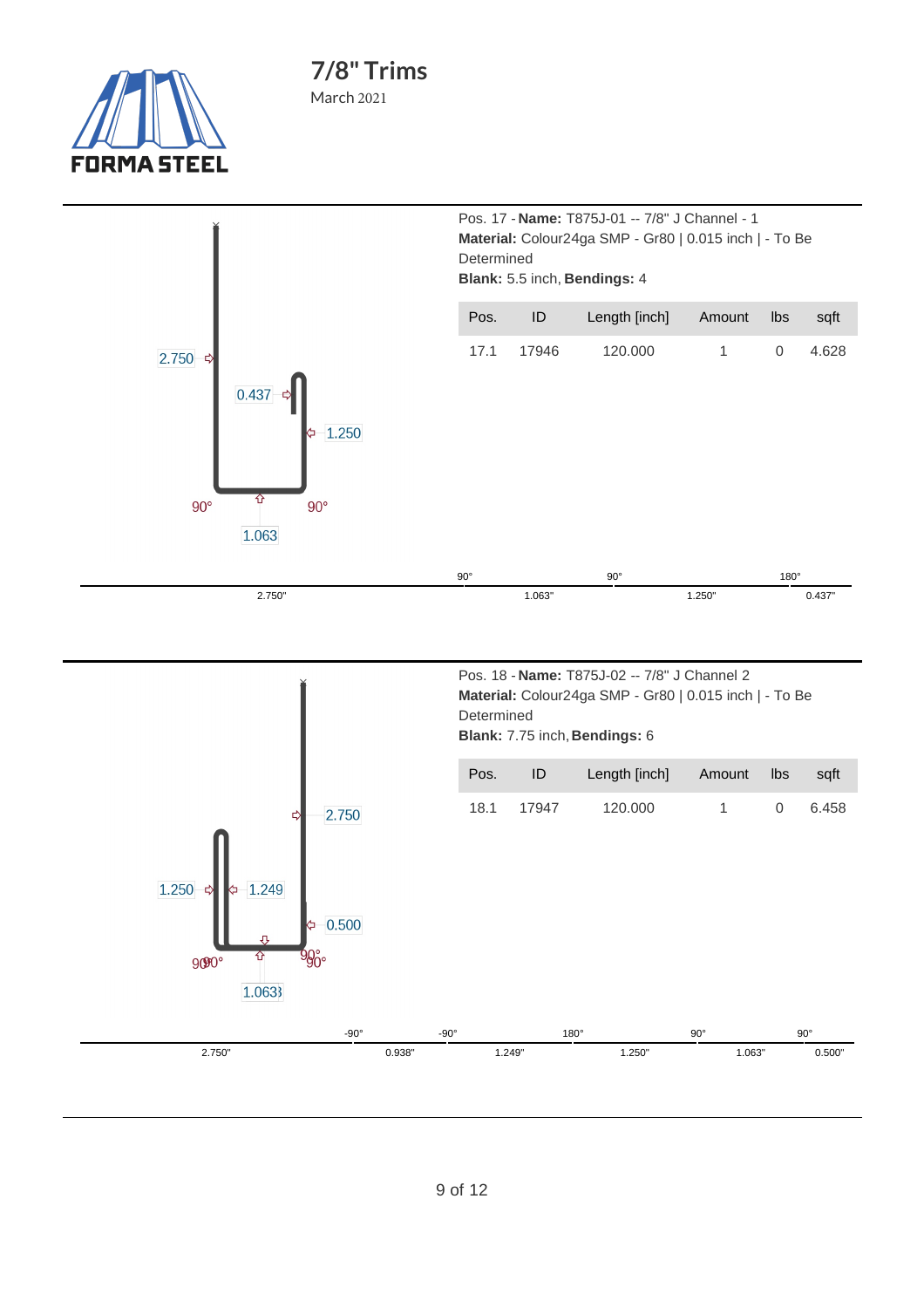# 7/8" Trims

March 2021

Pos. 17 - **Name:** T875J-01 -- 7/8" J Channel - 1
**Material:** Colour24ga SMP - Gr80 | 0.015 inch | - To Be Determined
**Blank:** 5.5 inch, **Bendings:** 4

| Pos. | ID | Length [inch] | Amount | lbs | sqft |
|---|---|---|---|---|---|
| 17.1 | 17946 | 120.000 | 1 | 0 | 4.628 |

2.750 | 0.437 | 1.250 | 90° | 90° | 1.063

| 2.750" | 90° | 1.063" | 90° | 1.250" | 180° | 0.437" |
|---|---|---|---|---|---|---|

Pos. 18 - **Name:** T875J-02 -- 7/8" J Channel 2
**Material:** Colour24ga SMP - Gr80 | 0.015 inch | - To Be Determined
**Blank:** 7.75 inch, **Bendings:** 6

| Pos. | ID | Length [inch] | Amount | lbs | sqft |
|---|---|---|---|---|---|
| 18.1 | 17947 | 120.000 | 1 | 0 | 6.458 |

2.750 | 1.250 | 1.249 | 0.500 | 90° | 90° | 90° | 90° | 1.063

| 2.750" | -90° | 0.938" | -90° | 1.249" | 180° | 1.250" | 90° | 1.063" | 90° | 0.500" |
|---|---|---|---|---|---|---|---|---|---|---|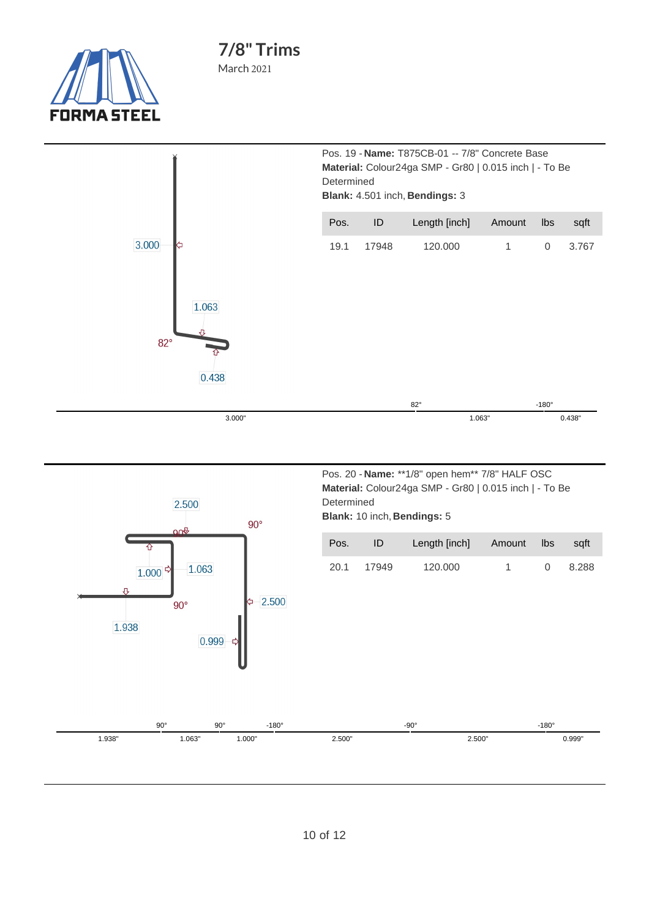# 7/8" Trims

March 2021

Pos. 19 - **Name:** T875CB-01 -- 7/8" Concrete Base
**Material:** Colour24ga SMP - Gr80 | 0.015 inch | - To Be Determined
**Blank:** 4.501 inch, **Bendings:** 3

| Pos. | ID | Length [inch] | Amount | lbs | sqft |
|---|---|---|---|---|---|
| 19.1 | 17948 | 120.000 | 1 | 0 | 3.767 |

3.000
1.063
82°
0.438

| | 82° | -180° |
|---|---|---|
| 3.000" | 1.063" | 0.438" |

Pos. 20 - **Name:** **1/8" open hem** 7/8" HALF OSC
**Material:** Colour24ga SMP - Gr80 | 0.015 inch | - To Be Determined
**Blank:** 10 inch, **Bendings:** 5

| Pos. | ID | Length [inch] | Amount | lbs | sqft |
|---|---|---|---|---|---|
| 20.1 | 17949 | 120.000 | 1 | 0 | 8.288 |

2.500
90°
90°
1.000
1.063
90°
2.500
1.938
0.999

| | 90° | 90° | -180° | -90° | -180° |
|---|---|---|---|---|---|
| 1.938" | 1.063" | 1.000" | 2.500" | 2.500" | 0.999" |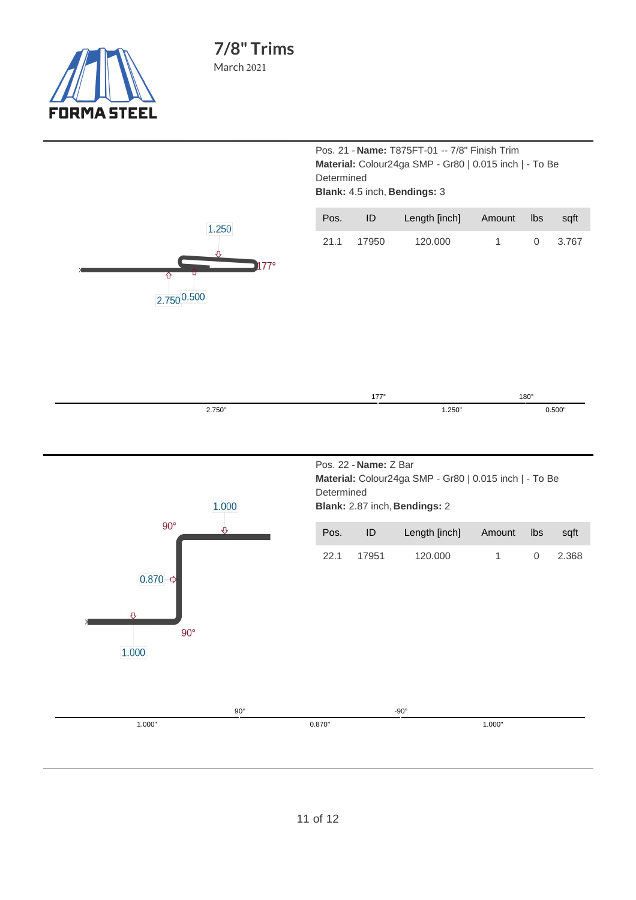# 7/8" Trims

March 2021

Pos. 21 - **Name:** T875FT-01 -- 7/8" Finish Trim
**Material:** Colour24ga SMP - Gr80 | 0.015 inch | - To Be Determined
**Blank:** 4.5 inch, **Bendings:** 3

| Pos. | ID | Length [inch] | Amount | lbs | sqft |
|---|---|---|---|---|---|
| 21.1 | 17950 | 120.000 | 1 | 0 | 3.767 |

1.250
177°
2.750 0.500

177° 180°
2.750" 1.250" 0.500"

Pos. 22 - **Name:** Z Bar
**Material:** Colour24ga SMP - Gr80 | 0.015 inch | - To Be Determined
**Blank:** 2.87 inch, **Bendings:** 2

| Pos. | ID | Length [inch] | Amount | lbs | sqft |
|---|---|---|---|---|---|
| 22.1 | 17951 | 120.000 | 1 | 0 | 2.368 |

1.000
90°
0.870
90°
1.000

90° -90°
1.000" 0.870" 1.000"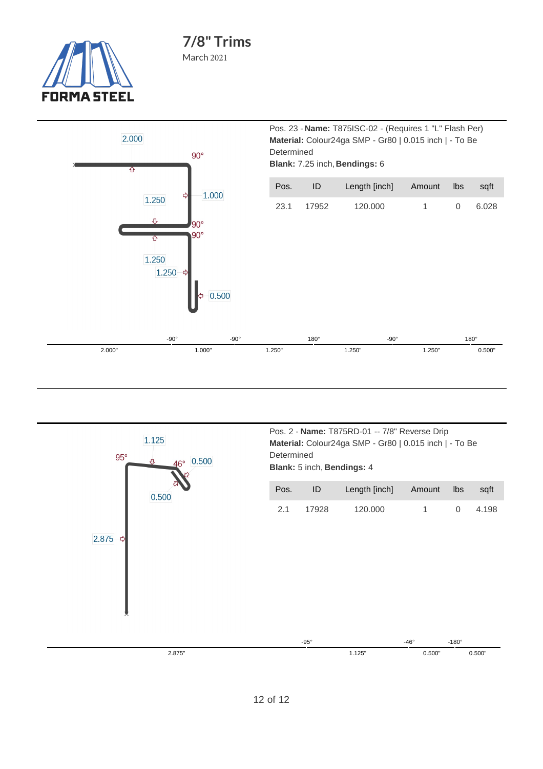# 7/8" Trims

March 2021

Pos. 23 - **Name:** T875ISC-02 - (Requires 1 "L" Flash Per)
**Material:** Colour24ga SMP - Gr80 | 0.015 inch | - To Be Determined
**Blank:** 7.25 inch, **Bendings:** 6

| Pos. | ID | Length [inch] | Amount | lbs | sqft |
|---|---|---|---|---|---|
| 23.1 | 17952 | 120.000 | 1 | 0 | 6.028 |

2.000
90°
1.250
1.000
90°
90°
1.250
1.250
0.500

-90° -90° 180° -90° 180°
2.000" 1.000" 1.250" 1.250" 1.250" 0.500"

Pos. 2 - **Name:** T875RD-01 -- 7/8" Reverse Drip
**Material:** Colour24ga SMP - Gr80 | 0.015 inch | - To Be Determined
**Blank:** 5 inch, **Bendings:** 4

| Pos. | ID | Length [inch] | Amount | lbs | sqft |
|---|---|---|---|---|---|
| 2.1 | 17928 | 120.000 | 1 | 0 | 4.198 |

1.125
95°
46°
0.500
0.500
2.875

-95° -46° -180°
2.875" 1.125" 0.500" 0.500"